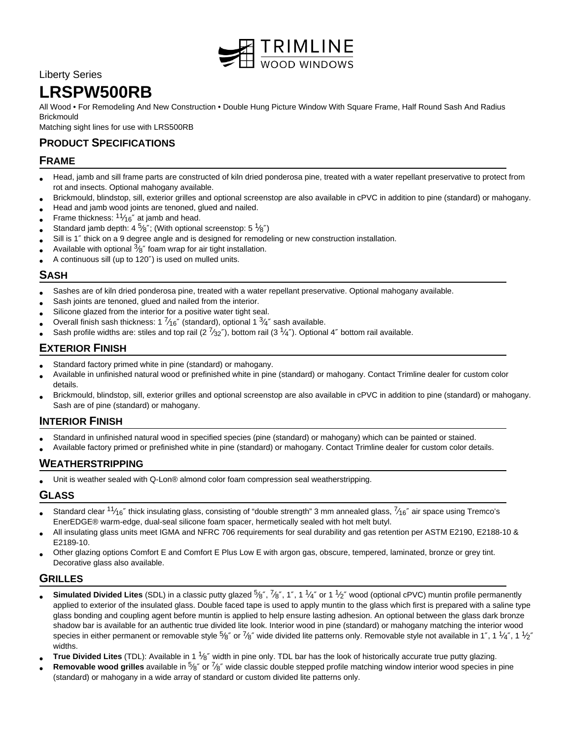TRIMLINE WOOD WINDOWS

Liberty Series

# LRSPW500RB

All Wood • For Remodeling And New Construction • Double Hung Picture Window With Square Frame, Half Round Sash And Radius Brickmould

Matching sight lines for use with LRS500RB

## PRODUCT SPECIFICATIONS

### FRAME

- Head, jamb and sill frame parts are constructed of kiln dried ponderosa pine, treated with a water repellant preservative to protect from rot and insects. Optional mahogany available.
- Brickmould, blindstop, sill, exterior grilles and optional screenstop are also available in cPVC in addition to pine (standard) or mahogany.
- Head and jamb wood joints are tenoned, glued and nailed.
- Frame thickness: 11⁄16″ at jamb and head.
- Standard jamb depth: 4 5⁄8″; (With optional screenstop: 5 1⁄8″)
- Sill is 1″ thick on a 9 degree angle and is designed for remodeling or new construction installation.
- Available with optional 3⁄8″ foam wrap for air tight installation.
- A continuous sill (up to 120″) is used on mulled units.

### SASH

- Sashes are of kiln dried ponderosa pine, treated with a water repellant preservative. Optional mahogany available.
- Sash joints are tenoned, glued and nailed from the interior.
- Silicone glazed from the interior for a positive water tight seal.
- Overall finish sash thickness: 1 7⁄16″ (standard), optional 1 3⁄4″ sash available.
- Sash profile widths are: stiles and top rail (2 7⁄32″), bottom rail (3 1⁄4″). Optional 4″ bottom rail available.

### EXTERIOR FINISH

- Standard factory primed white in pine (standard) or mahogany.
- Available in unfinished natural wood or prefinished white in pine (standard) or mahogany. Contact Trimline dealer for custom color details.
- Brickmould, blindstop, sill, exterior grilles and optional screenstop are also available in cPVC in addition to pine (standard) or mahogany. Sash are of pine (standard) or mahogany.

### INTERIOR FINISH

- Standard in unfinished natural wood in specified species (pine (standard) or mahogany) which can be painted or stained.
- Available factory primed or prefinished white in pine (standard) or mahogany. Contact Trimline dealer for custom color details.

### WEATHERSTRIPPING

- Unit is weather sealed with Q-Lon® almond color foam compression seal weatherstripping.

### GLASS

- Standard clear 11⁄16″ thick insulating glass, consisting of "double strength" 3 mm annealed glass, 7⁄16″ air space using Tremco's EnerEDGE® warm-edge, dual-seal silicone foam spacer, hermetically sealed with hot melt butyl.
- All insulating glass units meet IGMA and NFRC 706 requirements for seal durability and gas retention per ASTM E2190, E2188-10 & E2189-10.
- Other glazing options Comfort E and Comfort E Plus Low E with argon gas, obscure, tempered, laminated, bronze or grey tint. Decorative glass also available.

### GRILLES

- **Simulated Divided Lites** (SDL) in a classic putty glazed 5⁄8″, 7⁄8″, 1″, 1 1⁄4″ or 1 1⁄2″ wood (optional cPVC) muntin profile permanently applied to exterior of the insulated glass. Double faced tape is used to apply muntin to the glass which first is prepared with a saline type glass bonding and coupling agent before muntin is applied to help ensure lasting adhesion. An optional between the glass dark bronze shadow bar is available for an authentic true divided lite look. Interior wood in pine (standard) or mahogany matching the interior wood species in either permanent or removable style 5⁄8″ or 7⁄8″ wide divided lite patterns only. Removable style not available in 1″, 1 1⁄4″, 1 1⁄2″ widths.
- **True Divided Lites** (TDL): Available in 1 1⁄8″ width in pine only. TDL bar has the look of historically accurate true putty glazing.
- **Removable wood grilles** available in 5⁄8″ or 7⁄8″ wide classic double stepped profile matching window interior wood species in pine (standard) or mahogany in a wide array of standard or custom divided lite patterns only.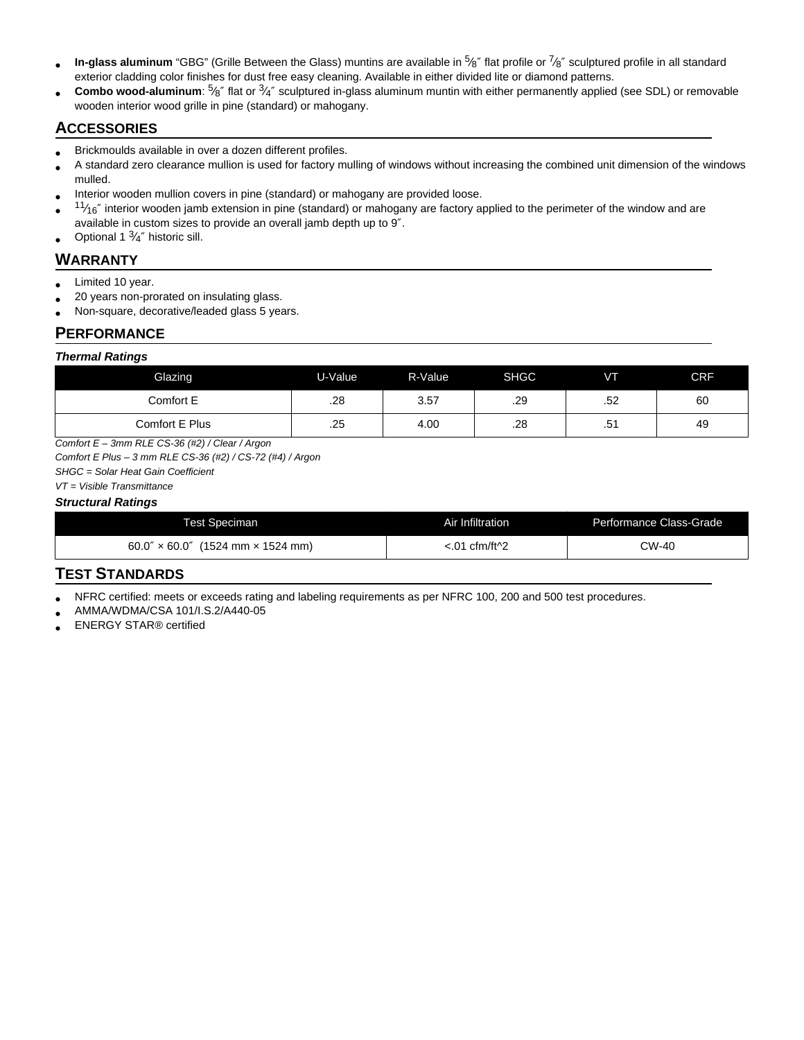- **In-glass aluminum** "GBG" (Grille Between the Glass) muntins are available in ⅝″ flat profile or ⅞″ sculptured profile in all standard exterior cladding color finishes for dust free easy cleaning. Available in either divided lite or diamond patterns.
- **Combo wood-aluminum**: ⅝″ flat or ¾″ sculptured in-glass aluminum muntin with either permanently applied (see SDL) or removable wooden interior wood grille in pine (standard) or mahogany.

## ACCESSORIES

- Brickmoulds available in over a dozen different profiles.
- A standard zero clearance mullion is used for factory mulling of windows without increasing the combined unit dimension of the windows mulled.
- Interior wooden mullion covers in pine (standard) or mahogany are provided loose.
- 11⁄16″ interior wooden jamb extension in pine (standard) or mahogany are factory applied to the perimeter of the window and are available in custom sizes to provide an overall jamb depth up to 9″.
- Optional 1 ¾″ historic sill.

## WARRANTY

- Limited 10 year.
- 20 years non-prorated on insulating glass.
- Non-square, decorative/leaded glass 5 years.

## PERFORMANCE

***Thermal Ratings***

| Glazing | U-Value | R-Value | SHGC | VT | CRF |
|---|---|---|---|---|---|
| Comfort E | .28 | 3.57 | .29 | .52 | 60 |
| Comfort E Plus | .25 | 4.00 | .28 | .51 | 49 |

*Comfort E – 3mm RLE CS-36 (#2) / Clear / Argon*

*Comfort E Plus – 3 mm RLE CS-36 (#2) / CS-72 (#4) / Argon*

*SHGC = Solar Heat Gain Coefficient*

*VT = Visible Transmittance*

***Structural Ratings***

| Test Speciman | Air Infiltration | Performance Class-Grade |
|---|---|---|
| 60.0″ × 60.0″ (1524 mm × 1524 mm) | <.01 cfm/ft^2 | CW-40 |

## TEST STANDARDS

- NFRC certified: meets or exceeds rating and labeling requirements as per NFRC 100, 200 and 500 test procedures.
- AMMA/WDMA/CSA 101/I.S.2/A440-05
- ENERGY STAR® certified